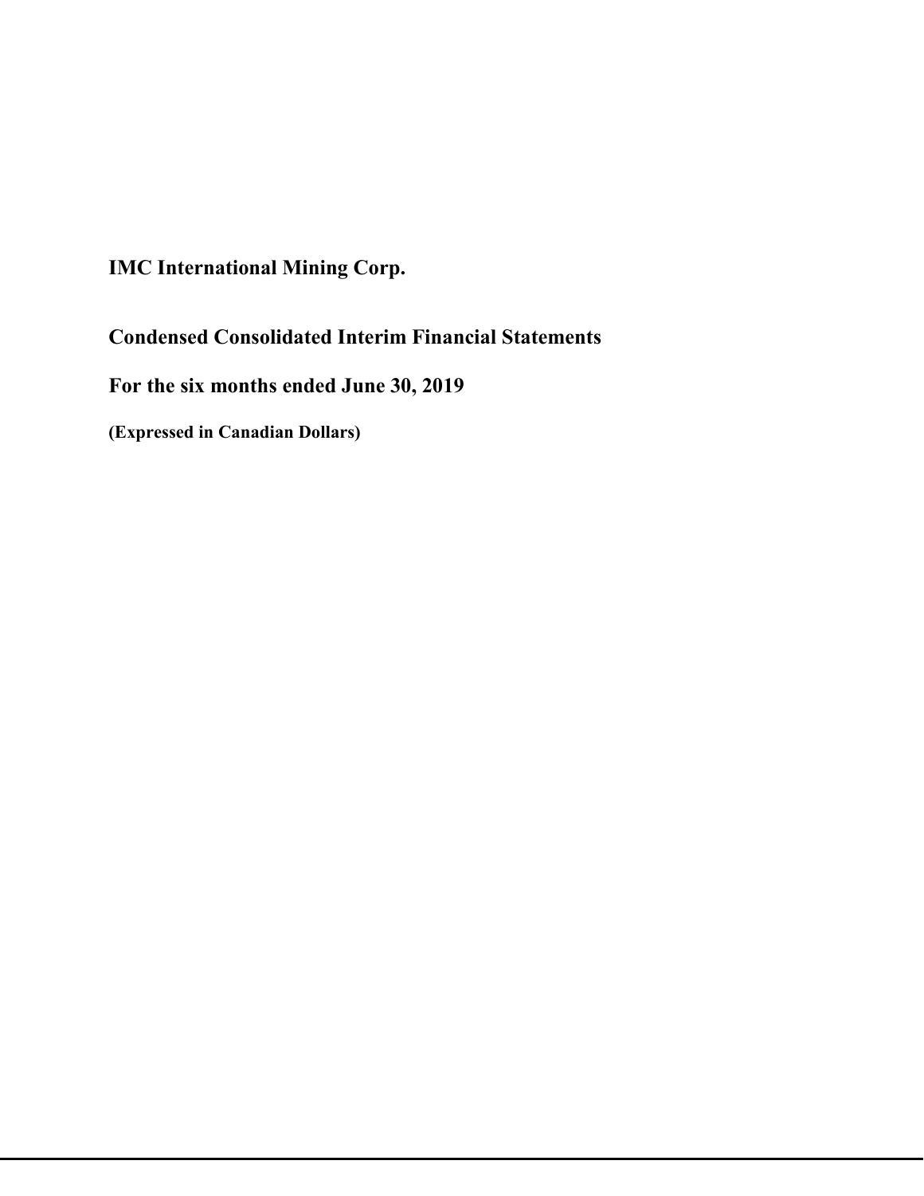# IMC International Mining Corp.

## Condensed Consolidated Interim Financial Statements

## For the six months ended June 30, 2019

**(Expressed in Canadian Dollars)**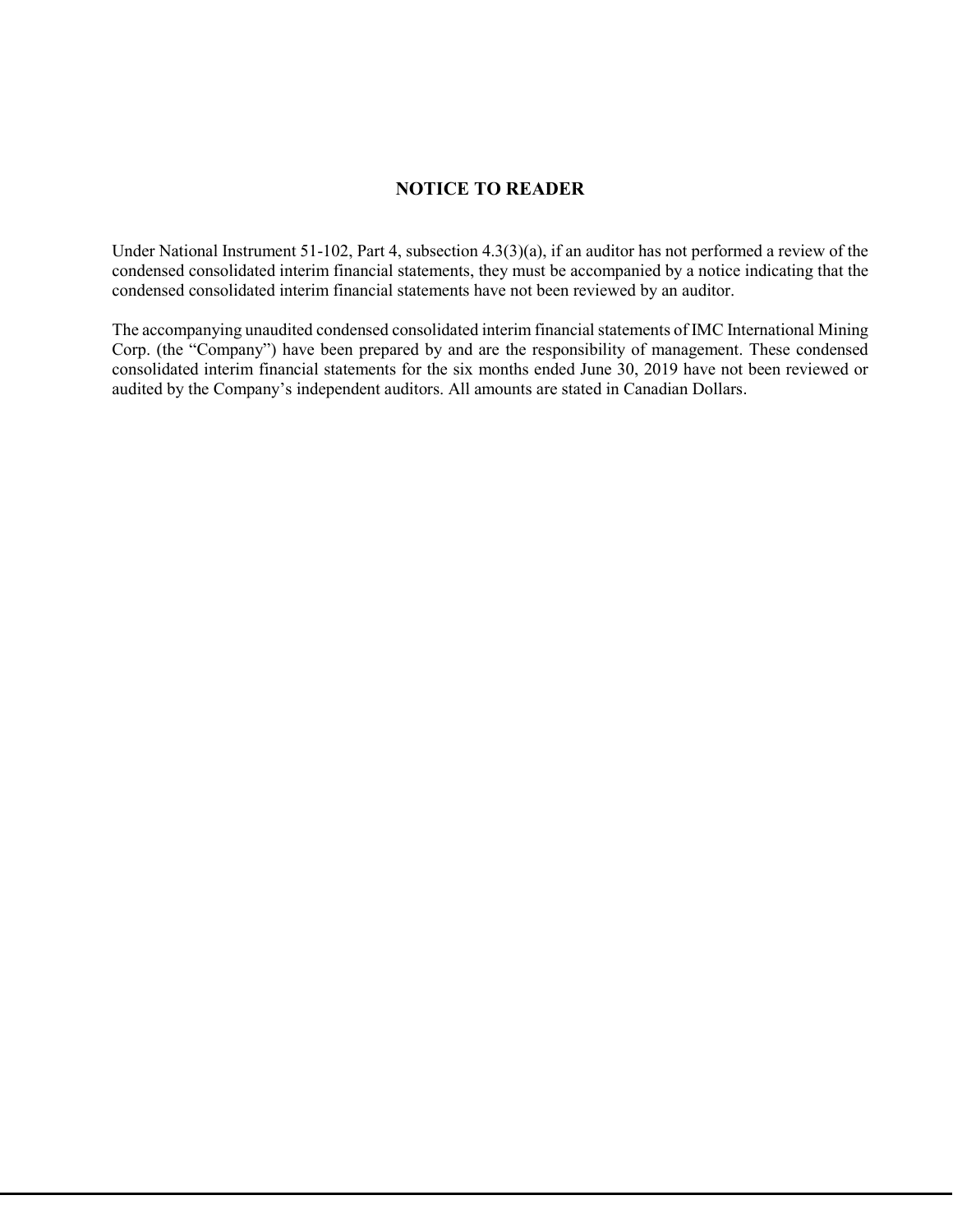# NOTICE TO READER

Under National Instrument 51-102, Part 4, subsection 4.3(3)(a), if an auditor has not performed a review of the condensed consolidated interim financial statements, they must be accompanied by a notice indicating that the condensed consolidated interim financial statements have not been reviewed by an auditor.

The accompanying unaudited condensed consolidated interim financial statements of IMC International Mining Corp. (the "Company") have been prepared by and are the responsibility of management. These condensed consolidated interim financial statements for the six months ended June 30, 2019 have not been reviewed or audited by the Company's independent auditors. All amounts are stated in Canadian Dollars.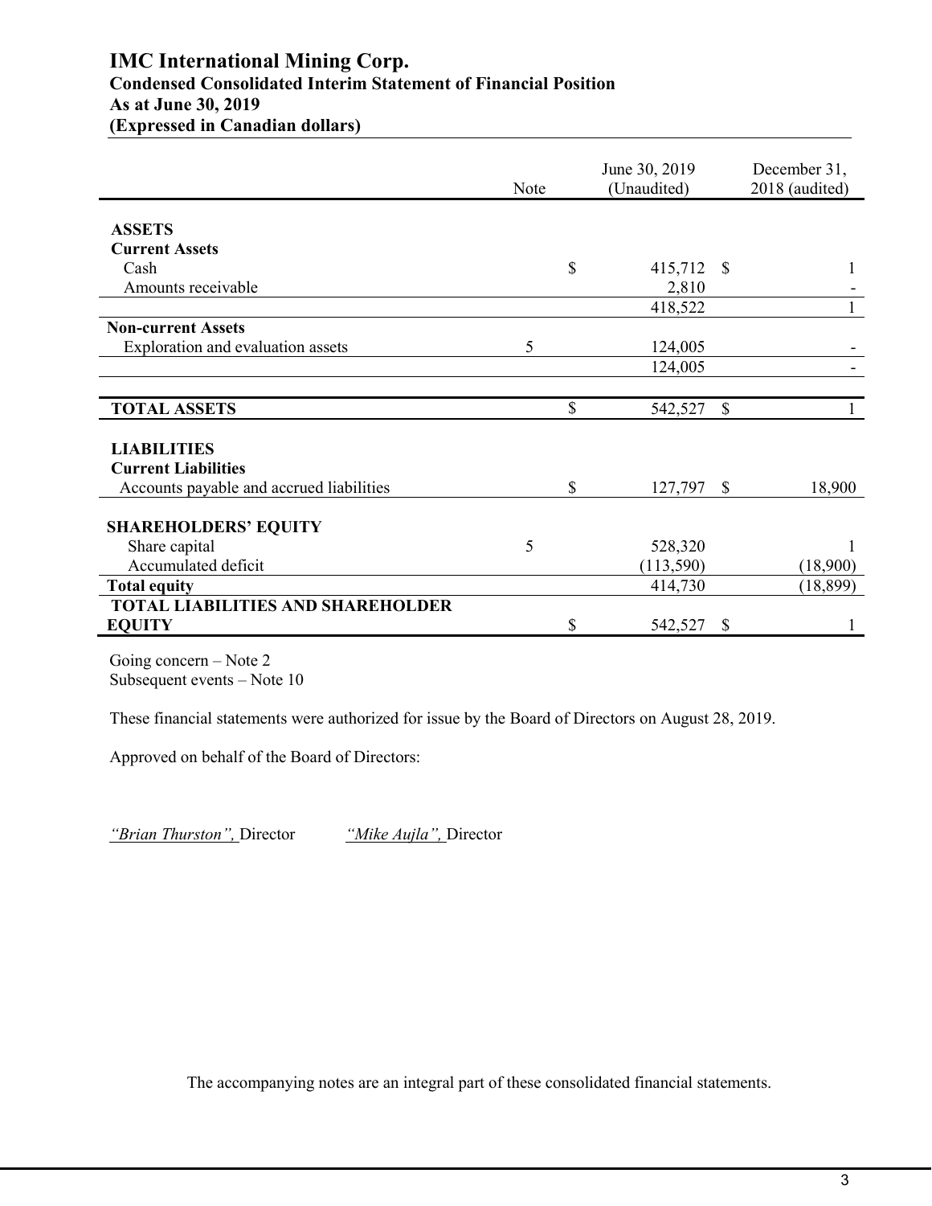# IMC International Mining Corp.

## Condensed Consolidated Interim Statement of Financial Position

**As at June 30, 2019**

**(Expressed in Canadian dollars)**

| | Note | June 30, 2019 (Unaudited) | December 31, 2018 (audited) |
|---|---|---|---|
| **ASSETS** | | | |
| **Current Assets** | | | |
| Cash | | $ 415,712 | $ 1 |
| Amounts receivable | | 2,810 | - |
| | | 418,522 | 1 |
| **Non-current Assets** | | | |
| Exploration and evaluation assets | 5 | 124,005 | - |
| | | 124,005 | - |
| **TOTAL ASSETS** | | $ 542,527 | $ 1 |
| **LIABILITIES** | | | |
| **Current Liabilities** | | | |
| Accounts payable and accrued liabilities | | $ 127,797 | $ 18,900 |
| **SHAREHOLDERS' EQUITY** | | | |
| Share capital | 5 | 528,320 | 1 |
| Accumulated deficit | | (113,590) | (18,900) |
| **Total equity** | | 414,730 | (18,899) |
| **TOTAL LIABILITIES AND SHAREHOLDER EQUITY** | | $ 542,527 | $ 1 |

Going concern – Note 2
Subsequent events – Note 10

These financial statements were authorized for issue by the Board of Directors on August 28, 2019.

Approved on behalf of the Board of Directors:

*"Brian Thurston",* Director *"Mike Aujla",* Director

The accompanying notes are an integral part of these consolidated financial statements.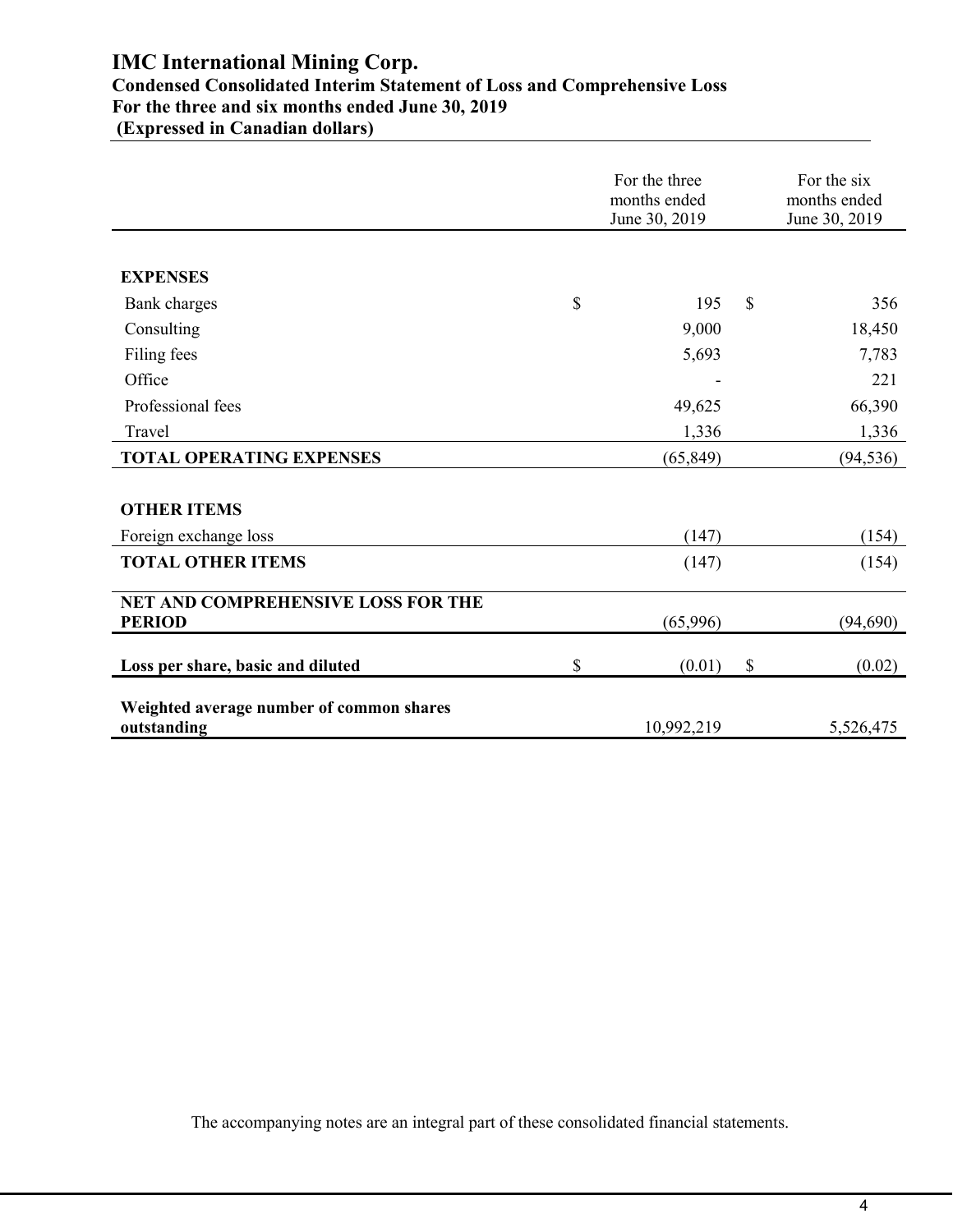# IMC International Mining Corp.
## Condensed Consolidated Interim Statement of Loss and Comprehensive Loss
## For the three and six months ended June 30, 2019
## (Expressed in Canadian dollars)

| | For the three months ended June 30, 2019 | For the six months ended June 30, 2019 |
|---|---|---|
| **EXPENSES** | | |
| Bank charges | $ 195 | $ 356 |
| Consulting | 9,000 | 18,450 |
| Filing fees | 5,693 | 7,783 |
| Office | - | 221 |
| Professional fees | 49,625 | 66,390 |
| Travel | 1,336 | 1,336 |
| **TOTAL OPERATING EXPENSES** | (65,849) | (94,536) |
| **OTHER ITEMS** | | |
| Foreign exchange loss | (147) | (154) |
| **TOTAL OTHER ITEMS** | (147) | (154) |
| **NET AND COMPREHENSIVE LOSS FOR THE PERIOD** | (65,996) | (94,690) |
| **Loss per share, basic and diluted** | $ (0.01) | $ (0.02) |
| **Weighted average number of common shares outstanding** | 10,992,219 | 5,526,475 |

The accompanying notes are an integral part of these consolidated financial statements.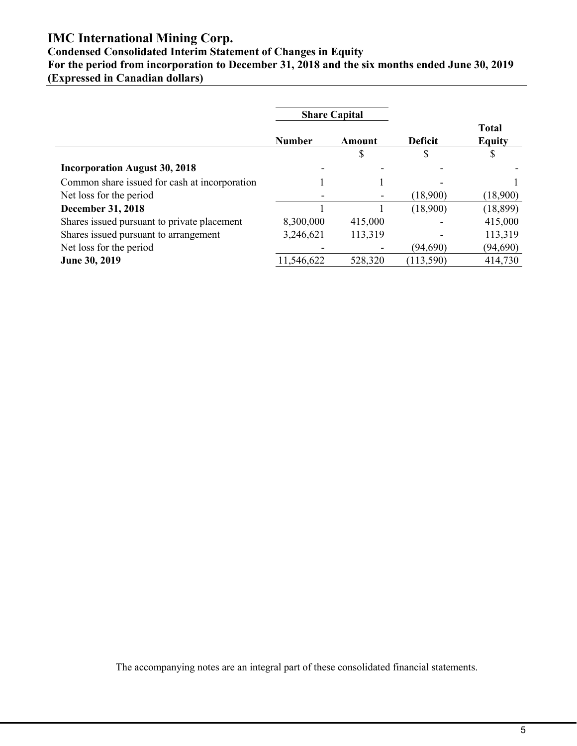# IMC International Mining Corp.

**Condensed Consolidated Interim Statement of Changes in Equity**
**For the period from incorporation to December 31, 2018 and the six months ended June 30, 2019**
**(Expressed in Canadian dollars)**

| | Share Capital | | | |
|---|---|---|---|---|
| | Number | Amount | Deficit | Total Equity |
| | | $ | $ | $ |
| **Incorporation August 30, 2018** | - | - | - | - |
| Common share issued for cash at incorporation | 1 | 1 | - | 1 |
| Net loss for the period | - | - | (18,900) | (18,900) |
| **December 31, 2018** | 1 | 1 | (18,900) | (18,899) |
| Shares issued pursuant to private placement | 8,300,000 | 415,000 | - | 415,000 |
| Shares issued pursuant to arrangement | 3,246,621 | 113,319 | - | 113,319 |
| Net loss for the period | - | - | (94,690) | (94,690) |
| **June 30, 2019** | 11,546,622 | 528,320 | (113,590) | 414,730 |

The accompanying notes are an integral part of these consolidated financial statements.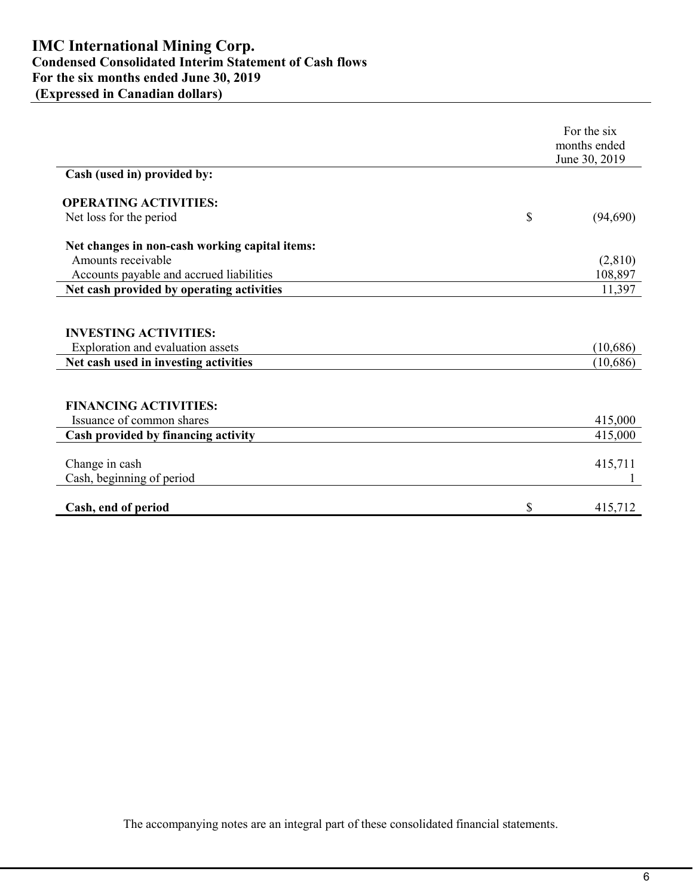# IMC International Mining Corp.
## Condensed Consolidated Interim Statement of Cash flows
## For the six months ended June 30, 2019
## (Expressed in Canadian dollars)

| | For the six months ended June 30, 2019 |
|---|---|
| **Cash (used in) provided by:** | |
| **OPERATING ACTIVITIES:** | |
| Net loss for the period | $ (94,690) |
| **Net changes in non-cash working capital items:** | |
| Amounts receivable | (2,810) |
| Accounts payable and accrued liabilities | 108,897 |
| **Net cash provided by operating activities** | 11,397 |
| **INVESTING ACTIVITIES:** | |
| Exploration and evaluation assets | (10,686) |
| **Net cash used in investing activities** | (10,686) |
| **FINANCING ACTIVITIES:** | |
| Issuance of common shares | 415,000 |
| **Cash provided by financing activity** | 415,000 |
| Change in cash | 415,711 |
| Cash, beginning of period | 1 |
| **Cash, end of period** | $ 415,712 |

The accompanying notes are an integral part of these consolidated financial statements.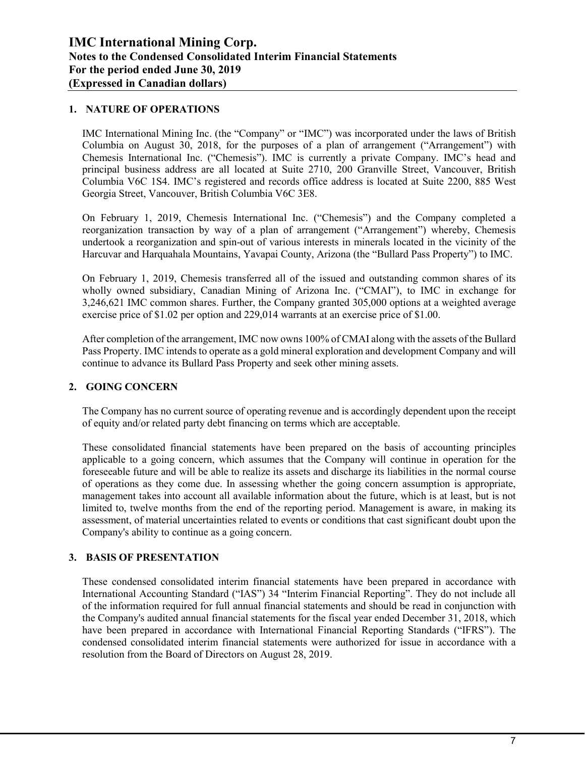# IMC International Mining Corp.
## Notes to the Condensed Consolidated Interim Financial Statements
## For the period ended June 30, 2019
## (Expressed in Canadian dollars)

### 1. NATURE OF OPERATIONS

IMC International Mining Inc. (the "Company" or "IMC") was incorporated under the laws of British Columbia on August 30, 2018, for the purposes of a plan of arrangement ("Arrangement") with Chemesis International Inc. ("Chemesis"). IMC is currently a private Company. IMC's head and principal business address are all located at Suite 2710, 200 Granville Street, Vancouver, British Columbia V6C 1S4. IMC's registered and records office address is located at Suite 2200, 885 West Georgia Street, Vancouver, British Columbia V6C 3E8.

On February 1, 2019, Chemesis International Inc. ("Chemesis") and the Company completed a reorganization transaction by way of a plan of arrangement ("Arrangement") whereby, Chemesis undertook a reorganization and spin-out of various interests in minerals located in the vicinity of the Harcuvar and Harquahala Mountains, Yavapai County, Arizona (the "Bullard Pass Property") to IMC.

On February 1, 2019, Chemesis transferred all of the issued and outstanding common shares of its wholly owned subsidiary, Canadian Mining of Arizona Inc. ("CMAI"), to IMC in exchange for 3,246,621 IMC common shares. Further, the Company granted 305,000 options at a weighted average exercise price of $1.02 per option and 229,014 warrants at an exercise price of $1.00.

After completion of the arrangement, IMC now owns 100% of CMAI along with the assets of the Bullard Pass Property. IMC intends to operate as a gold mineral exploration and development Company and will continue to advance its Bullard Pass Property and seek other mining assets.

### 2. GOING CONCERN

The Company has no current source of operating revenue and is accordingly dependent upon the receipt of equity and/or related party debt financing on terms which are acceptable.

These consolidated financial statements have been prepared on the basis of accounting principles applicable to a going concern, which assumes that the Company will continue in operation for the foreseeable future and will be able to realize its assets and discharge its liabilities in the normal course of operations as they come due. In assessing whether the going concern assumption is appropriate, management takes into account all available information about the future, which is at least, but is not limited to, twelve months from the end of the reporting period. Management is aware, in making its assessment, of material uncertainties related to events or conditions that cast significant doubt upon the Company's ability to continue as a going concern.

### 3. BASIS OF PRESENTATION

These condensed consolidated interim financial statements have been prepared in accordance with International Accounting Standard ("IAS") 34 "Interim Financial Reporting". They do not include all of the information required for full annual financial statements and should be read in conjunction with the Company's audited annual financial statements for the fiscal year ended December 31, 2018, which have been prepared in accordance with International Financial Reporting Standards ("IFRS"). The condensed consolidated interim financial statements were authorized for issue in accordance with a resolution from the Board of Directors on August 28, 2019.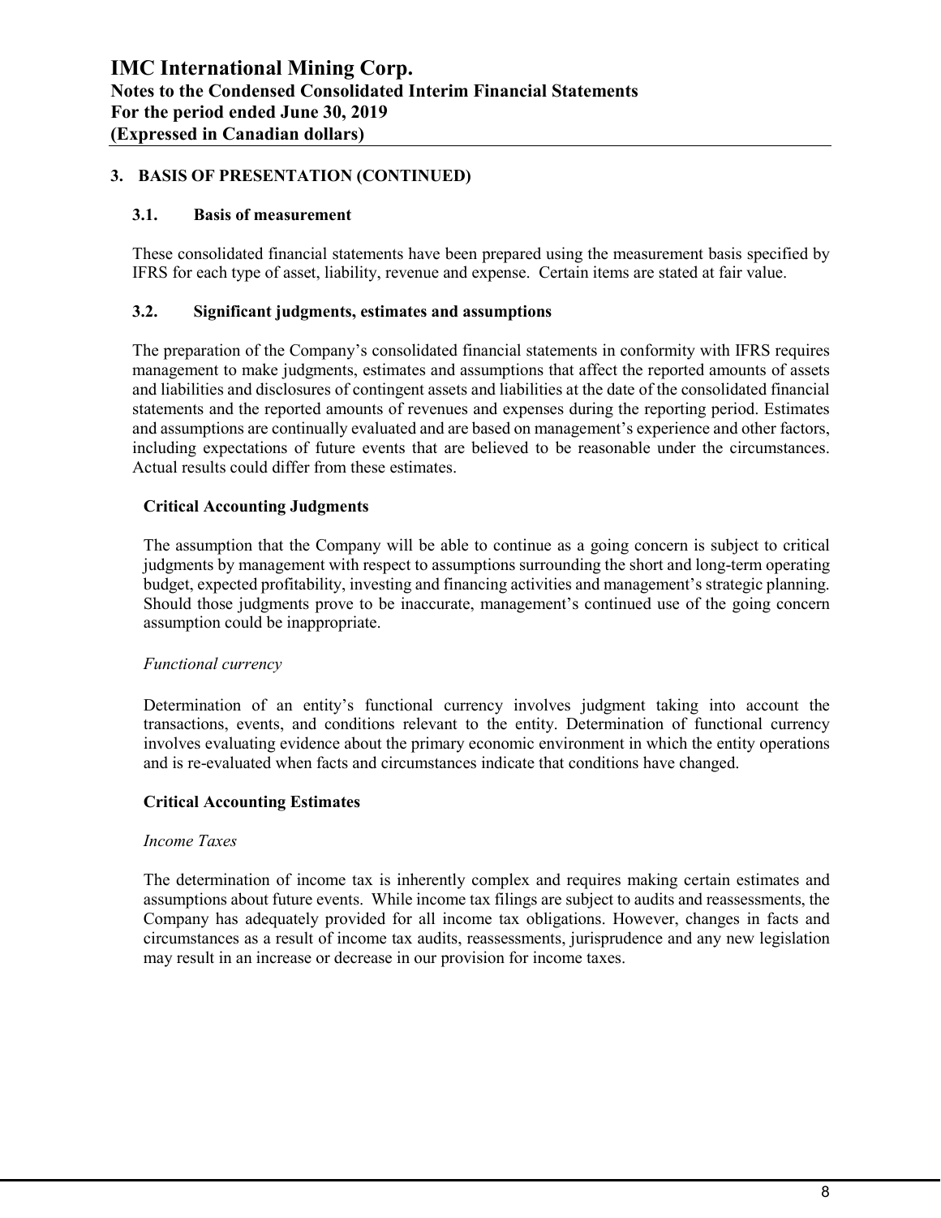## 3. BASIS OF PRESENTATION (CONTINUED)

### 3.1. Basis of measurement

These consolidated financial statements have been prepared using the measurement basis specified by IFRS for each type of asset, liability, revenue and expense. Certain items are stated at fair value.

### 3.2. Significant judgments, estimates and assumptions

The preparation of the Company's consolidated financial statements in conformity with IFRS requires management to make judgments, estimates and assumptions that affect the reported amounts of assets and liabilities and disclosures of contingent assets and liabilities at the date of the consolidated financial statements and the reported amounts of revenues and expenses during the reporting period. Estimates and assumptions are continually evaluated and are based on management's experience and other factors, including expectations of future events that are believed to be reasonable under the circumstances. Actual results could differ from these estimates.

**Critical Accounting Judgments**

The assumption that the Company will be able to continue as a going concern is subject to critical judgments by management with respect to assumptions surrounding the short and long-term operating budget, expected profitability, investing and financing activities and management's strategic planning. Should those judgments prove to be inaccurate, management's continued use of the going concern assumption could be inappropriate.

*Functional currency*

Determination of an entity's functional currency involves judgment taking into account the transactions, events, and conditions relevant to the entity. Determination of functional currency involves evaluating evidence about the primary economic environment in which the entity operations and is re-evaluated when facts and circumstances indicate that conditions have changed.

**Critical Accounting Estimates**

*Income Taxes*

The determination of income tax is inherently complex and requires making certain estimates and assumptions about future events. While income tax filings are subject to audits and reassessments, the Company has adequately provided for all income tax obligations. However, changes in facts and circumstances as a result of income tax audits, reassessments, jurisprudence and any new legislation may result in an increase or decrease in our provision for income taxes.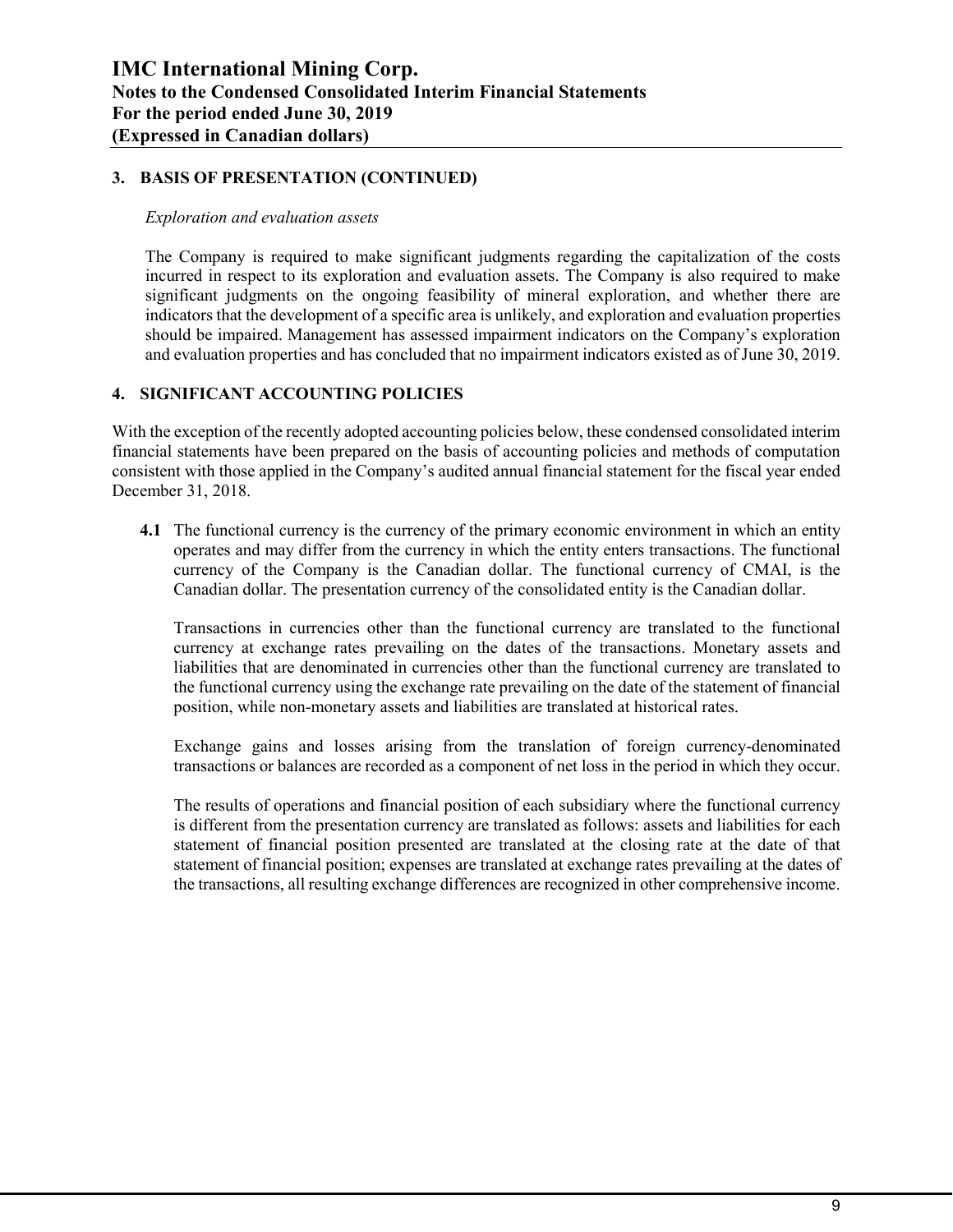## 3. BASIS OF PRESENTATION (CONTINUED)

*Exploration and evaluation assets*

The Company is required to make significant judgments regarding the capitalization of the costs incurred in respect to its exploration and evaluation assets. The Company is also required to make significant judgments on the ongoing feasibility of mineral exploration, and whether there are indicators that the development of a specific area is unlikely, and exploration and evaluation properties should be impaired. Management has assessed impairment indicators on the Company's exploration and evaluation properties and has concluded that no impairment indicators existed as of June 30, 2019.

## 4. SIGNIFICANT ACCOUNTING POLICIES

With the exception of the recently adopted accounting policies below, these condensed consolidated interim financial statements have been prepared on the basis of accounting policies and methods of computation consistent with those applied in the Company's audited annual financial statement for the fiscal year ended December 31, 2018.

**4.1** The functional currency is the currency of the primary economic environment in which an entity operates and may differ from the currency in which the entity enters transactions. The functional currency of the Company is the Canadian dollar. The functional currency of CMAI, is the Canadian dollar. The presentation currency of the consolidated entity is the Canadian dollar.

Transactions in currencies other than the functional currency are translated to the functional currency at exchange rates prevailing on the dates of the transactions. Monetary assets and liabilities that are denominated in currencies other than the functional currency are translated to the functional currency using the exchange rate prevailing on the date of the statement of financial position, while non-monetary assets and liabilities are translated at historical rates.

Exchange gains and losses arising from the translation of foreign currency-denominated transactions or balances are recorded as a component of net loss in the period in which they occur.

The results of operations and financial position of each subsidiary where the functional currency is different from the presentation currency are translated as follows: assets and liabilities for each statement of financial position presented are translated at the closing rate at the date of that statement of financial position; expenses are translated at exchange rates prevailing at the dates of the transactions, all resulting exchange differences are recognized in other comprehensive income.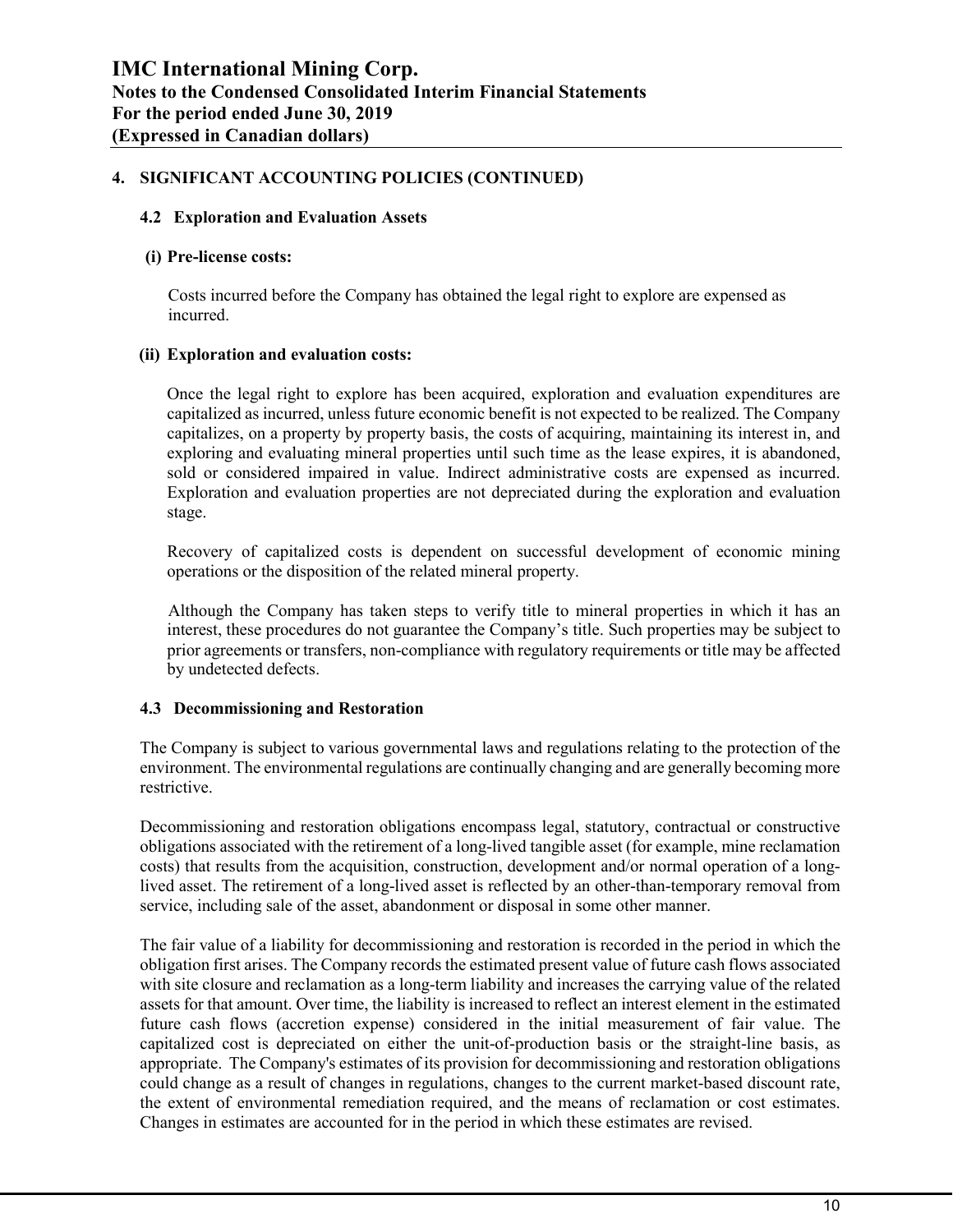## 4. SIGNIFICANT ACCOUNTING POLICIES (CONTINUED)

### 4.2 Exploration and Evaluation Assets

**(i) Pre-license costs:**

Costs incurred before the Company has obtained the legal right to explore are expensed as incurred.

**(ii) Exploration and evaluation costs:**

Once the legal right to explore has been acquired, exploration and evaluation expenditures are capitalized as incurred, unless future economic benefit is not expected to be realized. The Company capitalizes, on a property by property basis, the costs of acquiring, maintaining its interest in, and exploring and evaluating mineral properties until such time as the lease expires, it is abandoned, sold or considered impaired in value. Indirect administrative costs are expensed as incurred. Exploration and evaluation properties are not depreciated during the exploration and evaluation stage.

Recovery of capitalized costs is dependent on successful development of economic mining operations or the disposition of the related mineral property.

Although the Company has taken steps to verify title to mineral properties in which it has an interest, these procedures do not guarantee the Company's title. Such properties may be subject to prior agreements or transfers, non-compliance with regulatory requirements or title may be affected by undetected defects.

### 4.3 Decommissioning and Restoration

The Company is subject to various governmental laws and regulations relating to the protection of the environment. The environmental regulations are continually changing and are generally becoming more restrictive.

Decommissioning and restoration obligations encompass legal, statutory, contractual or constructive obligations associated with the retirement of a long-lived tangible asset (for example, mine reclamation costs) that results from the acquisition, construction, development and/or normal operation of a long-lived asset. The retirement of a long-lived asset is reflected by an other-than-temporary removal from service, including sale of the asset, abandonment or disposal in some other manner.

The fair value of a liability for decommissioning and restoration is recorded in the period in which the obligation first arises. The Company records the estimated present value of future cash flows associated with site closure and reclamation as a long-term liability and increases the carrying value of the related assets for that amount. Over time, the liability is increased to reflect an interest element in the estimated future cash flows (accretion expense) considered in the initial measurement of fair value. The capitalized cost is depreciated on either the unit-of-production basis or the straight-line basis, as appropriate. The Company's estimates of its provision for decommissioning and restoration obligations could change as a result of changes in regulations, changes to the current market-based discount rate, the extent of environmental remediation required, and the means of reclamation or cost estimates. Changes in estimates are accounted for in the period in which these estimates are revised.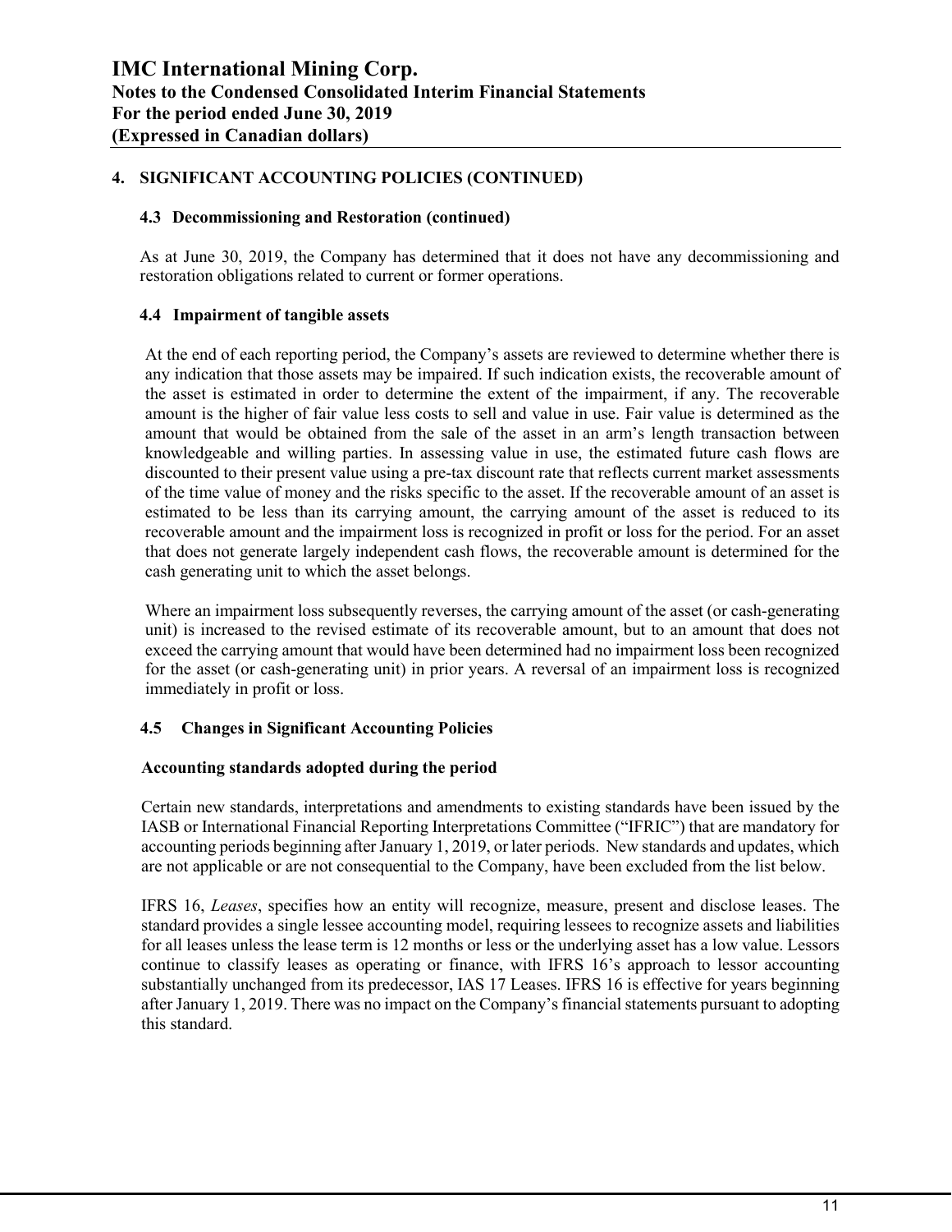## 4. SIGNIFICANT ACCOUNTING POLICIES (CONTINUED)

### 4.3 Decommissioning and Restoration (continued)

As at June 30, 2019, the Company has determined that it does not have any decommissioning and restoration obligations related to current or former operations.

### 4.4 Impairment of tangible assets

At the end of each reporting period, the Company's assets are reviewed to determine whether there is any indication that those assets may be impaired. If such indication exists, the recoverable amount of the asset is estimated in order to determine the extent of the impairment, if any. The recoverable amount is the higher of fair value less costs to sell and value in use. Fair value is determined as the amount that would be obtained from the sale of the asset in an arm's length transaction between knowledgeable and willing parties. In assessing value in use, the estimated future cash flows are discounted to their present value using a pre-tax discount rate that reflects current market assessments of the time value of money and the risks specific to the asset. If the recoverable amount of an asset is estimated to be less than its carrying amount, the carrying amount of the asset is reduced to its recoverable amount and the impairment loss is recognized in profit or loss for the period. For an asset that does not generate largely independent cash flows, the recoverable amount is determined for the cash generating unit to which the asset belongs.

Where an impairment loss subsequently reverses, the carrying amount of the asset (or cash-generating unit) is increased to the revised estimate of its recoverable amount, but to an amount that does not exceed the carrying amount that would have been determined had no impairment loss been recognized for the asset (or cash-generating unit) in prior years. A reversal of an impairment loss is recognized immediately in profit or loss.

### 4.5 Changes in Significant Accounting Policies

**Accounting standards adopted during the period**

Certain new standards, interpretations and amendments to existing standards have been issued by the IASB or International Financial Reporting Interpretations Committee ("IFRIC") that are mandatory for accounting periods beginning after January 1, 2019, or later periods. New standards and updates, which are not applicable or are not consequential to the Company, have been excluded from the list below.

IFRS 16, *Leases*, specifies how an entity will recognize, measure, present and disclose leases. The standard provides a single lessee accounting model, requiring lessees to recognize assets and liabilities for all leases unless the lease term is 12 months or less or the underlying asset has a low value. Lessors continue to classify leases as operating or finance, with IFRS 16's approach to lessor accounting substantially unchanged from its predecessor, IAS 17 Leases. IFRS 16 is effective for years beginning after January 1, 2019. There was no impact on the Company's financial statements pursuant to adopting this standard.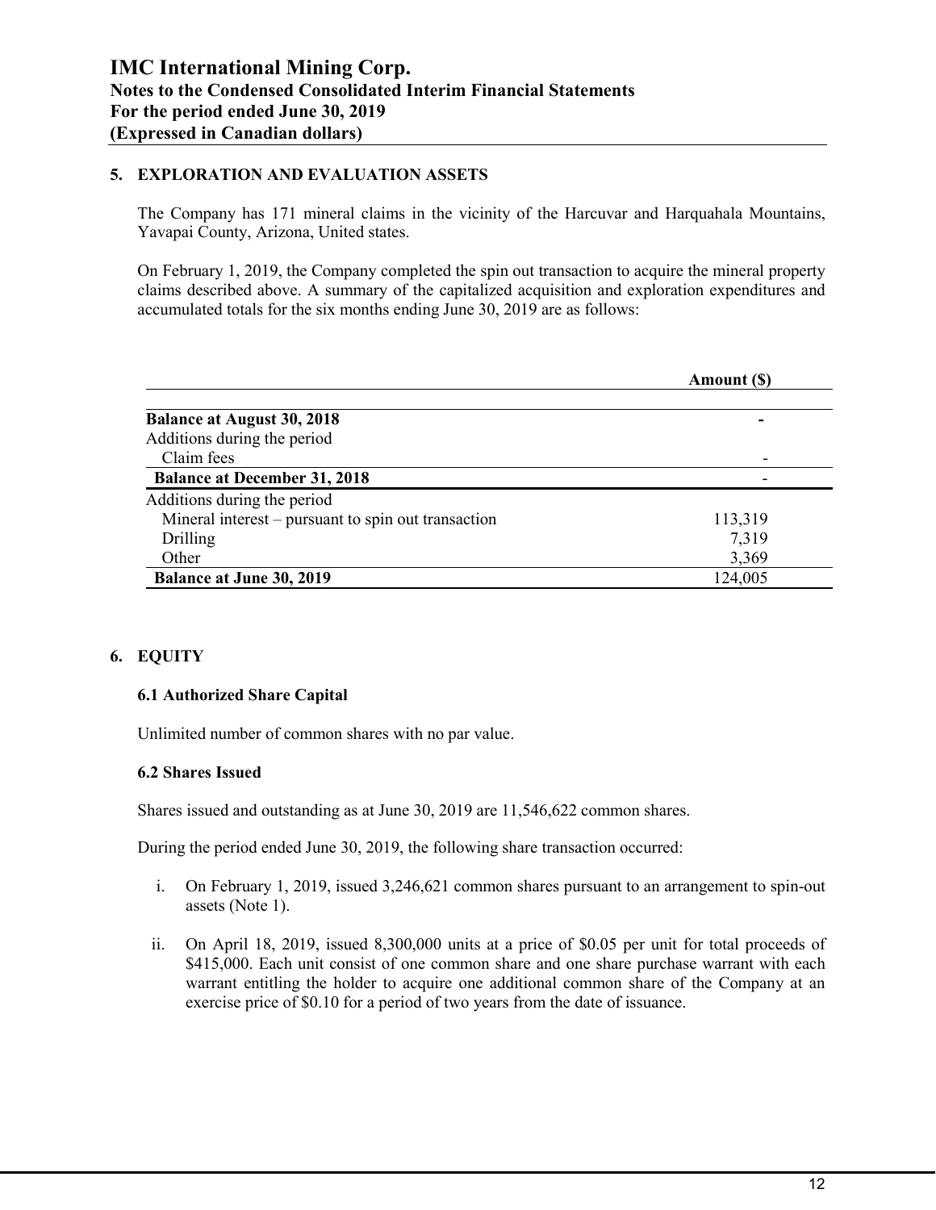## 5. EXPLORATION AND EVALUATION ASSETS

The Company has 171 mineral claims in the vicinity of the Harcuvar and Harquahala Mountains, Yavapai County, Arizona, United states.

On February 1, 2019, the Company completed the spin out transaction to acquire the mineral property claims described above. A summary of the capitalized acquisition and exploration expenditures and accumulated totals for the six months ending June 30, 2019 are as follows:

| | Amount ($) |
|---|---|
| **Balance at August 30, 2018** | **-** |
| Additions during the period | |
| Claim fees | - |
| **Balance at December 31, 2018** | - |
| Additions during the period | |
| Mineral interest – pursuant to spin out transaction | 113,319 |
| Drilling | 7,319 |
| Other | 3,369 |
| **Balance at June 30, 2019** | 124,005 |

## 6. EQUITY

### 6.1 Authorized Share Capital

Unlimited number of common shares with no par value.

### 6.2 Shares Issued

Shares issued and outstanding as at June 30, 2019 are 11,546,622 common shares.

During the period ended June 30, 2019, the following share transaction occurred:

i. On February 1, 2019, issued 3,246,621 common shares pursuant to an arrangement to spin-out assets (Note 1).

ii. On April 18, 2019, issued 8,300,000 units at a price of $0.05 per unit for total proceeds of $415,000. Each unit consist of one common share and one share purchase warrant with each warrant entitling the holder to acquire one additional common share of the Company at an exercise price of $0.10 for a period of two years from the date of issuance.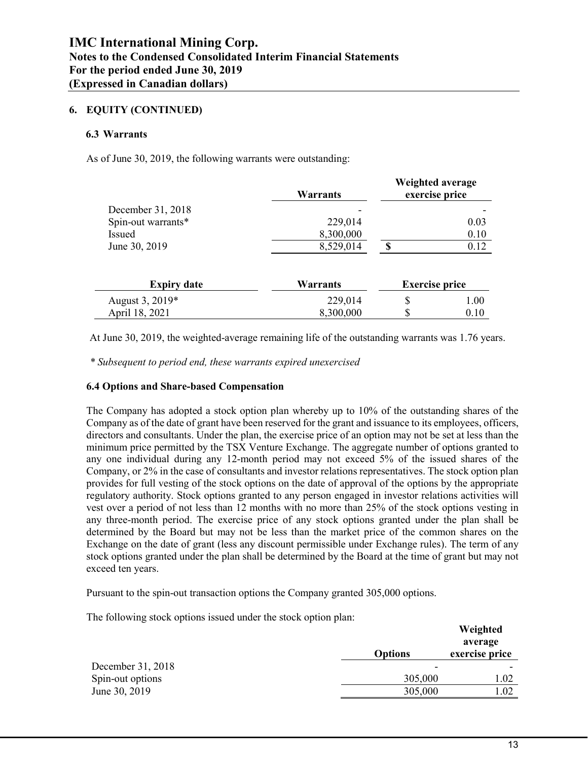## 6. EQUITY (CONTINUED)

### 6.3 Warrants

As of June 30, 2019, the following warrants were outstanding:

| | Warrants | Weighted average exercise price |
|---|---|---|
| December 31, 2018 | - | - |
| Spin-out warrants* | 229,014 | 0.03 |
| Issued | 8,300,000 | 0.10 |
| June 30, 2019 | 8,529,014 | $ 0.12 |

| Expiry date | Warrants | Exercise price |
|---|---|---|
| August 3, 2019* | 229,014 | $ 1.00 |
| April 18, 2021 | 8,300,000 | $ 0.10 |

At June 30, 2019, the weighted-average remaining life of the outstanding warrants was 1.76 years.

*\* Subsequent to period end, these warrants expired unexercised*

### 6.4 Options and Share-based Compensation

The Company has adopted a stock option plan whereby up to 10% of the outstanding shares of the Company as of the date of grant have been reserved for the grant and issuance to its employees, officers, directors and consultants. Under the plan, the exercise price of an option may not be set at less than the minimum price permitted by the TSX Venture Exchange. The aggregate number of options granted to any one individual during any 12-month period may not exceed 5% of the issued shares of the Company, or 2% in the case of consultants and investor relations representatives. The stock option plan provides for full vesting of the stock options on the date of approval of the options by the appropriate regulatory authority. Stock options granted to any person engaged in investor relations activities will vest over a period of not less than 12 months with no more than 25% of the stock options vesting in any three-month period. The exercise price of any stock options granted under the plan shall be determined by the Board but may not be less than the market price of the common shares on the Exchange on the date of grant (less any discount permissible under Exchange rules). The term of any stock options granted under the plan shall be determined by the Board at the time of grant but may not exceed ten years.

Pursuant to the spin-out transaction options the Company granted 305,000 options.

The following stock options issued under the stock option plan:

| | Options | Weighted average exercise price |
|---|---|---|
| December 31, 2018 | - | - |
| Spin-out options | 305,000 | 1.02 |
| June 30, 2019 | 305,000 | 1.02 |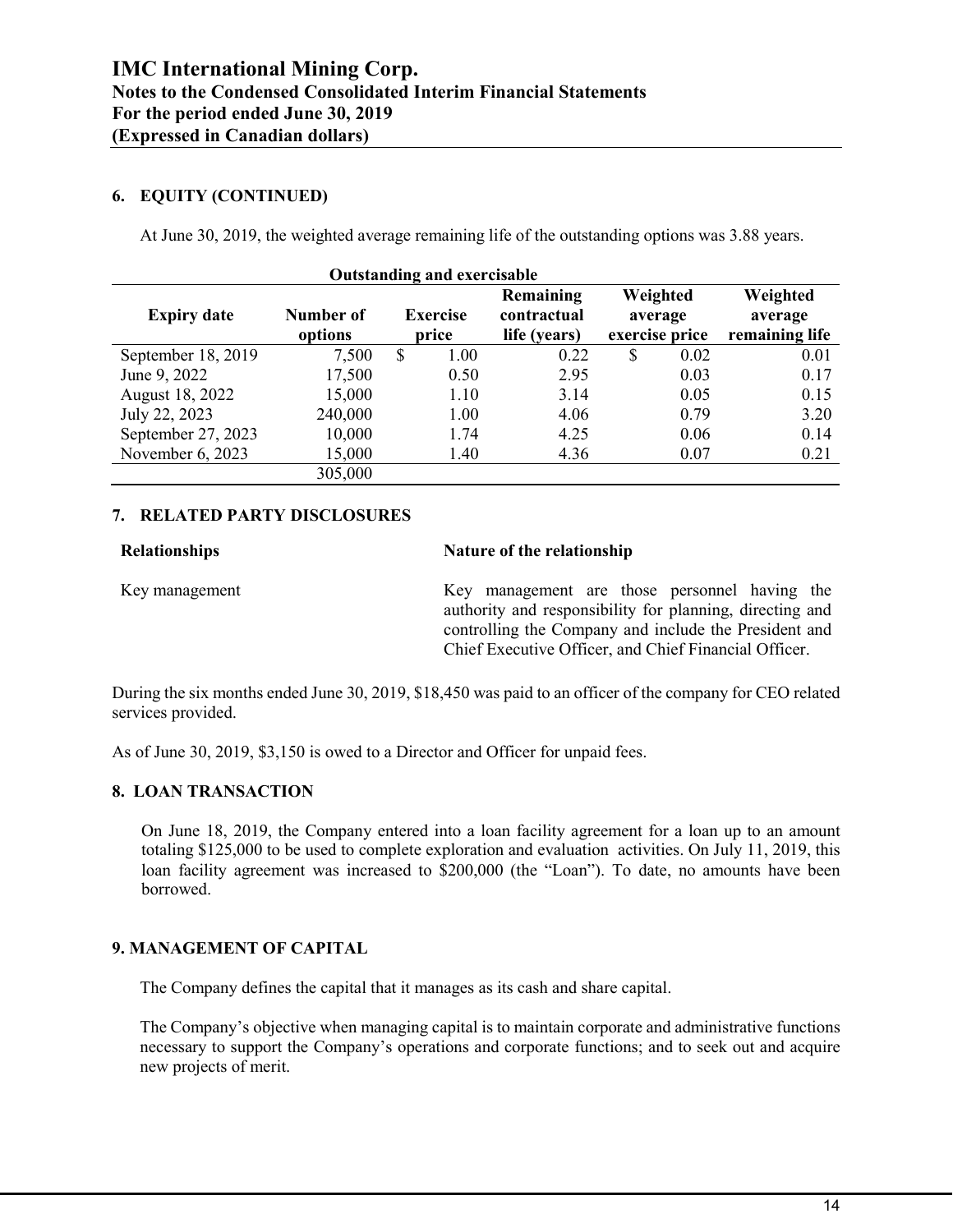## 6. EQUITY (CONTINUED)

At June 30, 2019, the weighted average remaining life of the outstanding options was 3.88 years.

| Outstanding and exercisable | | | | | |
|---|---|---|---|---|---|
| Expiry date | Number of options | Exercise price | Remaining contractual life (years) | Weighted average exercise price | Weighted average remaining life |
| September 18, 2019 | 7,500 | $ 1.00 | 0.22 | $ 0.02 | 0.01 |
| June 9, 2022 | 17,500 | 0.50 | 2.95 | 0.03 | 0.17 |
| August 18, 2022 | 15,000 | 1.10 | 3.14 | 0.05 | 0.15 |
| July 22, 2023 | 240,000 | 1.00 | 4.06 | 0.79 | 3.20 |
| September 27, 2023 | 10,000 | 1.74 | 4.25 | 0.06 | 0.14 |
| November 6, 2023 | 15,000 | 1.40 | 4.36 | 0.07 | 0.21 |
| | 305,000 | | | | |

## 7. RELATED PARTY DISCLOSURES

| Relationships | Nature of the relationship |
|---|---|
| Key management | Key management are those personnel having the authority and responsibility for planning, directing and controlling the Company and include the President and Chief Executive Officer, and Chief Financial Officer. |

During the six months ended June 30, 2019, $18,450 was paid to an officer of the company for CEO related services provided.

As of June 30, 2019, $3,150 is owed to a Director and Officer for unpaid fees.

## 8. LOAN TRANSACTION

On June 18, 2019, the Company entered into a loan facility agreement for a loan up to an amount totaling $125,000 to be used to complete exploration and evaluation activities. On July 11, 2019, this loan facility agreement was increased to $200,000 (the "Loan"). To date, no amounts have been borrowed.

## 9. MANAGEMENT OF CAPITAL

The Company defines the capital that it manages as its cash and share capital.

The Company's objective when managing capital is to maintain corporate and administrative functions necessary to support the Company's operations and corporate functions; and to seek out and acquire new projects of merit.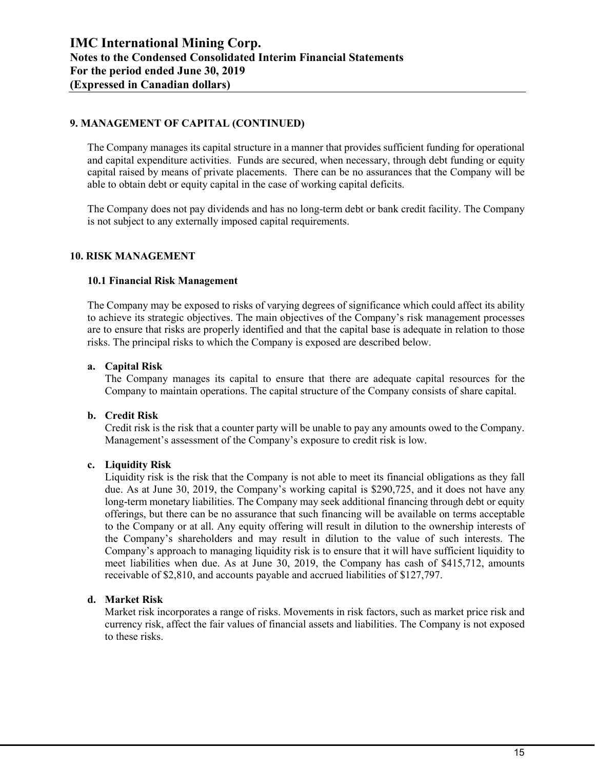## 9. MANAGEMENT OF CAPITAL (CONTINUED)

The Company manages its capital structure in a manner that provides sufficient funding for operational and capital expenditure activities. Funds are secured, when necessary, through debt funding or equity capital raised by means of private placements. There can be no assurances that the Company will be able to obtain debt or equity capital in the case of working capital deficits.

The Company does not pay dividends and has no long-term debt or bank credit facility. The Company is not subject to any externally imposed capital requirements.

## 10. RISK MANAGEMENT

### 10.1 Financial Risk Management

The Company may be exposed to risks of varying degrees of significance which could affect its ability to achieve its strategic objectives. The main objectives of the Company's risk management processes are to ensure that risks are properly identified and that the capital base is adequate in relation to those risks. The principal risks to which the Company is exposed are described below.

**a. Capital Risk**

The Company manages its capital to ensure that there are adequate capital resources for the Company to maintain operations. The capital structure of the Company consists of share capital.

**b. Credit Risk**

Credit risk is the risk that a counter party will be unable to pay any amounts owed to the Company. Management's assessment of the Company's exposure to credit risk is low.

**c. Liquidity Risk**

Liquidity risk is the risk that the Company is not able to meet its financial obligations as they fall due. As at June 30, 2019, the Company's working capital is $290,725, and it does not have any long-term monetary liabilities. The Company may seek additional financing through debt or equity offerings, but there can be no assurance that such financing will be available on terms acceptable to the Company or at all. Any equity offering will result in dilution to the ownership interests of the Company's shareholders and may result in dilution to the value of such interests. The Company's approach to managing liquidity risk is to ensure that it will have sufficient liquidity to meet liabilities when due. As at June 30, 2019, the Company has cash of $415,712, amounts receivable of $2,810, and accounts payable and accrued liabilities of $127,797.

**d. Market Risk**

Market risk incorporates a range of risks. Movements in risk factors, such as market price risk and currency risk, affect the fair values of financial assets and liabilities. The Company is not exposed to these risks.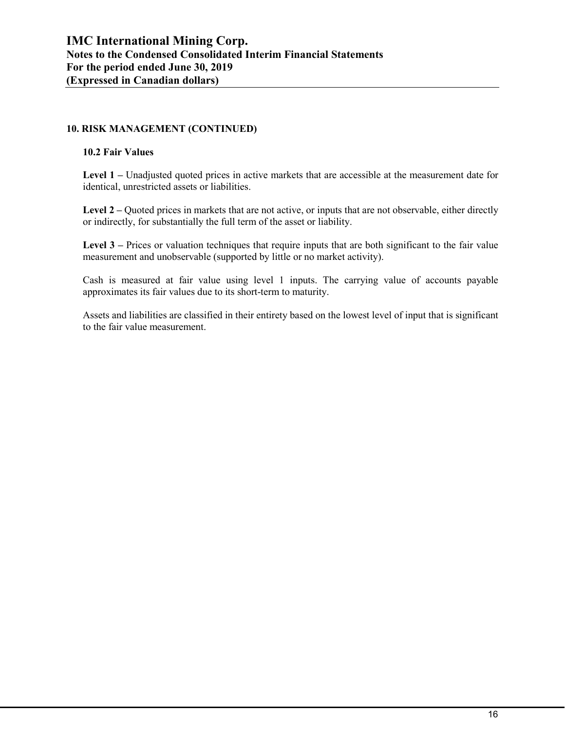## 10. RISK MANAGEMENT (CONTINUED)

### 10.2 Fair Values

**Level 1 –** Unadjusted quoted prices in active markets that are accessible at the measurement date for identical, unrestricted assets or liabilities.

**Level 2 –** Quoted prices in markets that are not active, or inputs that are not observable, either directly or indirectly, for substantially the full term of the asset or liability.

**Level 3 –** Prices or valuation techniques that require inputs that are both significant to the fair value measurement and unobservable (supported by little or no market activity).

Cash is measured at fair value using level 1 inputs. The carrying value of accounts payable approximates its fair values due to its short-term to maturity.

Assets and liabilities are classified in their entirety based on the lowest level of input that is significant to the fair value measurement.